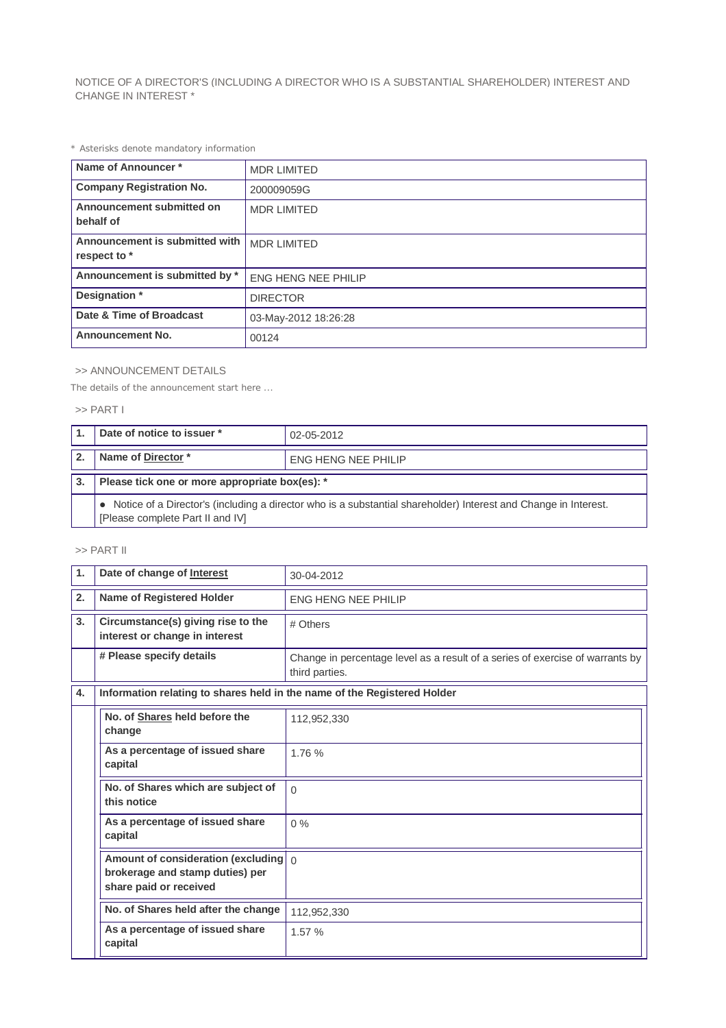NOTICE OF A DIRECTOR'S (INCLUDING A DIRECTOR WHO IS A SUBSTANTIAL SHAREHOLDER) INTEREST AND CHANGE IN INTEREST *

* Asterisks denote mandatory information

| Name of Announcer * | MDR LIMITED |
|---|---|
| Company Registration No. | 200009059G |
| Announcement submitted on behalf of | MDR LIMITED |
| Announcement is submitted with respect to * | MDR LIMITED |
| Announcement is submitted by * | ENG HENG NEE PHILIP |
| Designation * | DIRECTOR |
| Date & Time of Broadcast | 03-May-2012 18:26:28 |
| Announcement No. | 00124 |

>> ANNOUNCEMENT DETAILS

The details of the announcement start here ...

>> PART I

| 1. | Date of notice to issuer * | 02-05-2012 |
|---|---|---|
| 2. | Name of Director * | ENG HENG NEE PHILIP |
| 3. | Please tick one or more appropriate box(es): * | |
| | ● Notice of a Director's (including a director who is a substantial shareholder) Interest and Change in Interest. [Please complete Part II and IV] | |

>> PART II

| 1. | Date of change of Interest | 30-04-2012 |
|---|---|---|
| 2. | Name of Registered Holder | ENG HENG NEE PHILIP |
| 3. | Circumstance(s) giving rise to the interest or change in interest | # Others |
| | # Please specify details | Change in percentage level as a result of a series of exercise of warrants by third parties. |
| 4. | Information relating to shares held in the name of the Registered Holder | |
| | No. of Shares held before the change | 112,952,330 |
| | As a percentage of issued share capital | 1.76 % |
| | No. of Shares which are subject of this notice | 0 |
| | As a percentage of issued share capital | 0 % |
| | Amount of consideration (excluding brokerage and stamp duties) per share paid or received | 0 |
| | No. of Shares held after the change | 112,952,330 |
| | As a percentage of issued share capital | 1.57 % |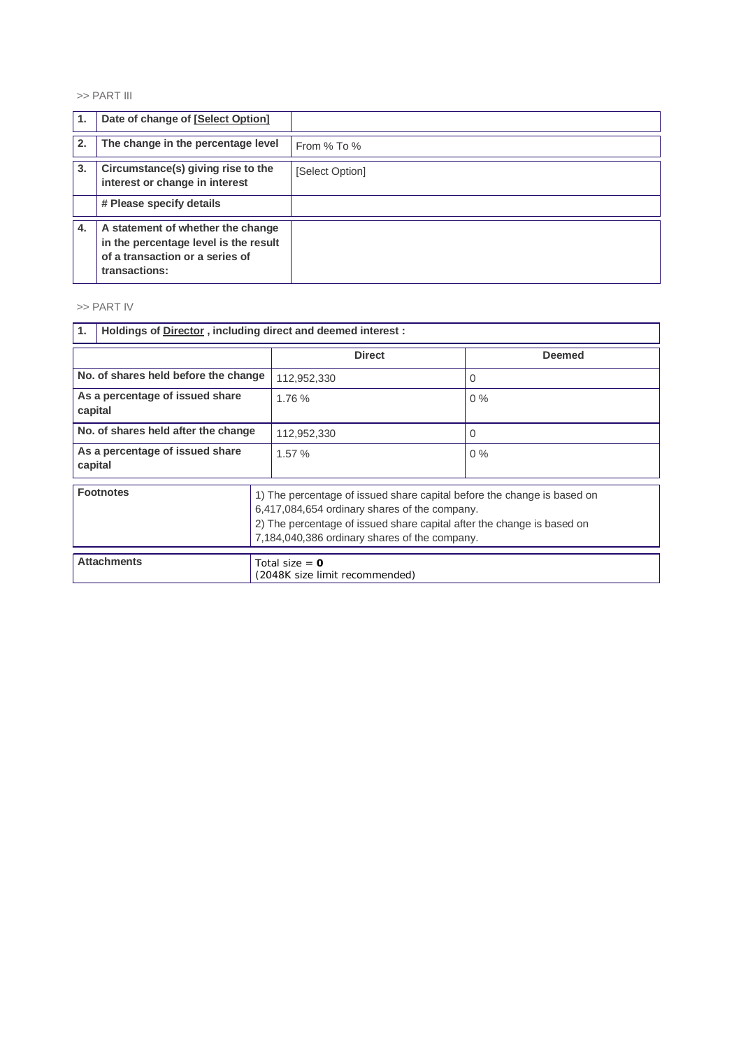>> PART III

| | | |
|---|---|---|
| 1. | **Date of change of [Select Option]** | |
| 2. | **The change in the percentage level** | From % To % |
| 3. | **Circumstance(s) giving rise to the interest or change in interest** | [Select Option] |
| | **# Please specify details** | |
| 4. | **A statement of whether the change in the percentage level is the result of a transaction or a series of transactions:** | |

>> PART IV

**1. Holdings of Director , including direct and deemed interest :**

| | Direct | Deemed |
|---|---|---|
| **No. of shares held before the change** | 112,952,330 | 0 |
| **As a percentage of issued share capital** | 1.76 % | 0 % |
| **No. of shares held after the change** | 112,952,330 | 0 |
| **As a percentage of issued share capital** | 1.57 % | 0 % |

| | |
|---|---|
| **Footnotes** | 1) The percentage of issued share capital before the change is based on 6,417,084,654 ordinary shares of the company.<br>2) The percentage of issued share capital after the change is based on 7,184,040,386 ordinary shares of the company. |
| **Attachments** | Total size = **0**<br>(2048K size limit recommended) |